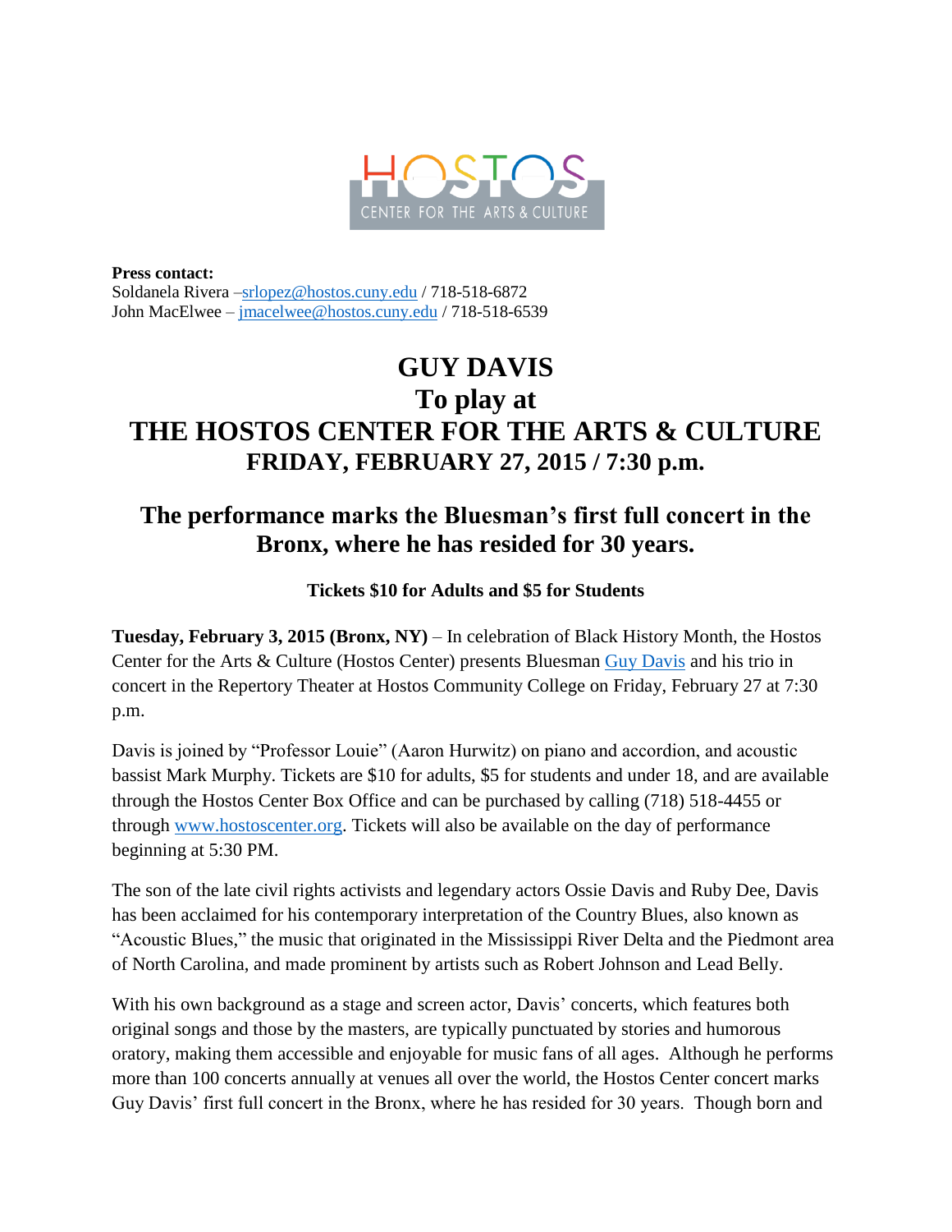HOSTOS CENTER FOR THE ARTS & CULTURE

**Press contact:**
Soldanela Rivera –srlopez@hostos.cuny.edu / 718-518-6872
John MacElwee – jmacelwee@hostos.cuny.edu / 718-518-6539

# GUY DAVIS
# To play at
# THE HOSTOS CENTER FOR THE ARTS & CULTURE
## FRIDAY, FEBRUARY 27, 2015 / 7:30 p.m.

## The performance marks the Bluesman's first full concert in the Bronx, where he has resided for 30 years.

**Tickets $10 for Adults and $5 for Students**

**Tuesday, February 3, 2015 (Bronx, NY)** – In celebration of Black History Month, the Hostos Center for the Arts & Culture (Hostos Center) presents Bluesman Guy Davis and his trio in concert in the Repertory Theater at Hostos Community College on Friday, February 27 at 7:30 p.m.

Davis is joined by "Professor Louie" (Aaron Hurwitz) on piano and accordion, and acoustic bassist Mark Murphy. Tickets are $10 for adults, $5 for students and under 18, and are available through the Hostos Center Box Office and can be purchased by calling (718) 518-4455 or through www.hostoscenter.org. Tickets will also be available on the day of performance beginning at 5:30 PM.

The son of the late civil rights activists and legendary actors Ossie Davis and Ruby Dee, Davis has been acclaimed for his contemporary interpretation of the Country Blues, also known as "Acoustic Blues," the music that originated in the Mississippi River Delta and the Piedmont area of North Carolina, and made prominent by artists such as Robert Johnson and Lead Belly.

With his own background as a stage and screen actor, Davis' concerts, which features both original songs and those by the masters, are typically punctuated by stories and humorous oratory, making them accessible and enjoyable for music fans of all ages. Although he performs more than 100 concerts annually at venues all over the world, the Hostos Center concert marks Guy Davis' first full concert in the Bronx, where he has resided for 30 years. Though born and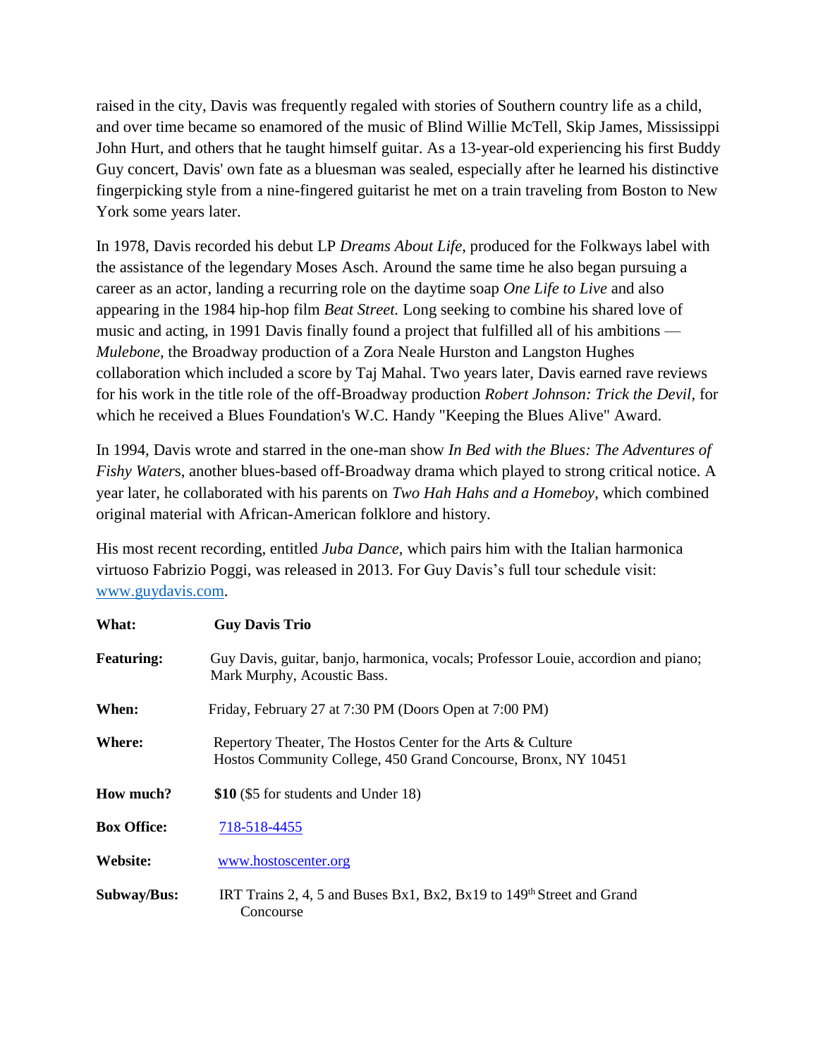raised in the city, Davis was frequently regaled with stories of Southern country life as a child, and over time became so enamored of the music of Blind Willie McTell, Skip James, Mississippi John Hurt, and others that he taught himself guitar. As a 13-year-old experiencing his first Buddy Guy concert, Davis' own fate as a bluesman was sealed, especially after he learned his distinctive fingerpicking style from a nine-fingered guitarist he met on a train traveling from Boston to New York some years later.

In 1978, Davis recorded his debut LP *Dreams About Life*, produced for the Folkways label with the assistance of the legendary Moses Asch. Around the same time he also began pursuing a career as an actor, landing a recurring role on the daytime soap *One Life to Live* and also appearing in the 1984 hip-hop film *Beat Street.* Long seeking to combine his shared love of music and acting, in 1991 Davis finally found a project that fulfilled all of his ambitions — *Mulebone*, the Broadway production of a Zora Neale Hurston and Langston Hughes collaboration which included a score by Taj Mahal. Two years later, Davis earned rave reviews for his work in the title role of the off-Broadway production *Robert Johnson: Trick the Devil*, for which he received a Blues Foundation's W.C. Handy "Keeping the Blues Alive" Award.

In 1994, Davis wrote and starred in the one-man show *In Bed with the Blues: The Adventures of Fishy Waters*, another blues-based off-Broadway drama which played to strong critical notice. A year later, he collaborated with his parents on *Two Hah Hahs and a Homeboy,* which combined original material with African-American folklore and history.

His most recent recording, entitled *Juba Dance,* which pairs him with the Italian harmonica virtuoso Fabrizio Poggi, was released in 2013. For Guy Davis's full tour schedule visit: www.guydavis.com.

**What:** **Guy Davis Trio**

**Featuring:** Guy Davis, guitar, banjo, harmonica, vocals; Professor Louie, accordion and piano; Mark Murphy, Acoustic Bass.

**When:** Friday, February 27 at 7:30 PM (Doors Open at 7:00 PM)

**Where:** Repertory Theater, The Hostos Center for the Arts & Culture
Hostos Community College, 450 Grand Concourse, Bronx, NY 10451

**How much?** **$10** ($5 for students and Under 18)

**Box Office:** 718-518-4455

**Website:** www.hostoscenter.org

**Subway/Bus:** IRT Trains 2, 4, 5 and Buses Bx1, Bx2, Bx19 to 149th Street and Grand Concourse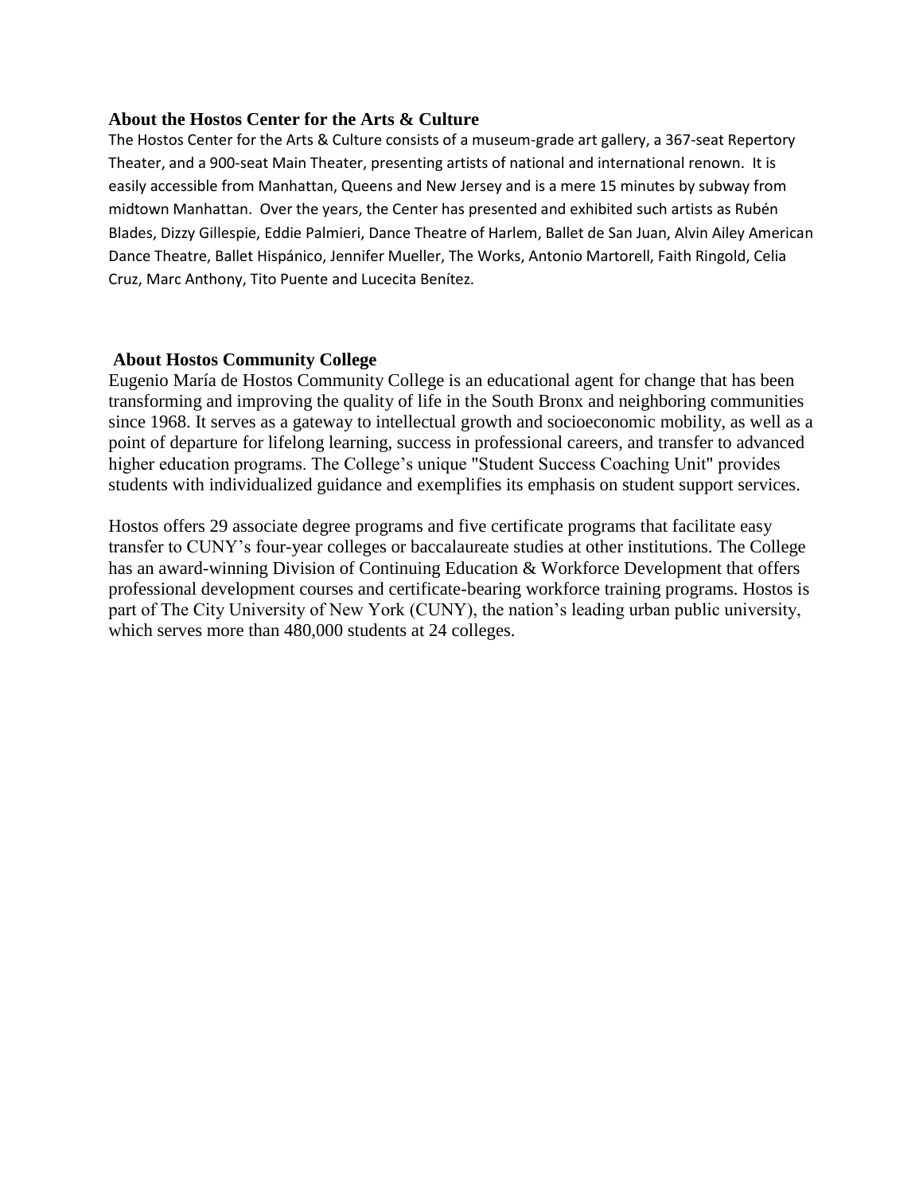**About the Hostos Center for the Arts & Culture**

The Hostos Center for the Arts & Culture consists of a museum-grade art gallery, a 367-seat Repertory Theater, and a 900-seat Main Theater, presenting artists of national and international renown. It is easily accessible from Manhattan, Queens and New Jersey and is a mere 15 minutes by subway from midtown Manhattan. Over the years, the Center has presented and exhibited such artists as Rubén Blades, Dizzy Gillespie, Eddie Palmieri, Dance Theatre of Harlem, Ballet de San Juan, Alvin Ailey American Dance Theatre, Ballet Hispánico, Jennifer Mueller, The Works, Antonio Martorell, Faith Ringold, Celia Cruz, Marc Anthony, Tito Puente and Lucecita Benítez.

**About Hostos Community College**

Eugenio María de Hostos Community College is an educational agent for change that has been transforming and improving the quality of life in the South Bronx and neighboring communities since 1968. It serves as a gateway to intellectual growth and socioeconomic mobility, as well as a point of departure for lifelong learning, success in professional careers, and transfer to advanced higher education programs. The College's unique "Student Success Coaching Unit" provides students with individualized guidance and exemplifies its emphasis on student support services.

Hostos offers 29 associate degree programs and five certificate programs that facilitate easy transfer to CUNY's four-year colleges or baccalaureate studies at other institutions. The College has an award-winning Division of Continuing Education & Workforce Development that offers professional development courses and certificate-bearing workforce training programs. Hostos is part of The City University of New York (CUNY), the nation's leading urban public university, which serves more than 480,000 students at 24 colleges.